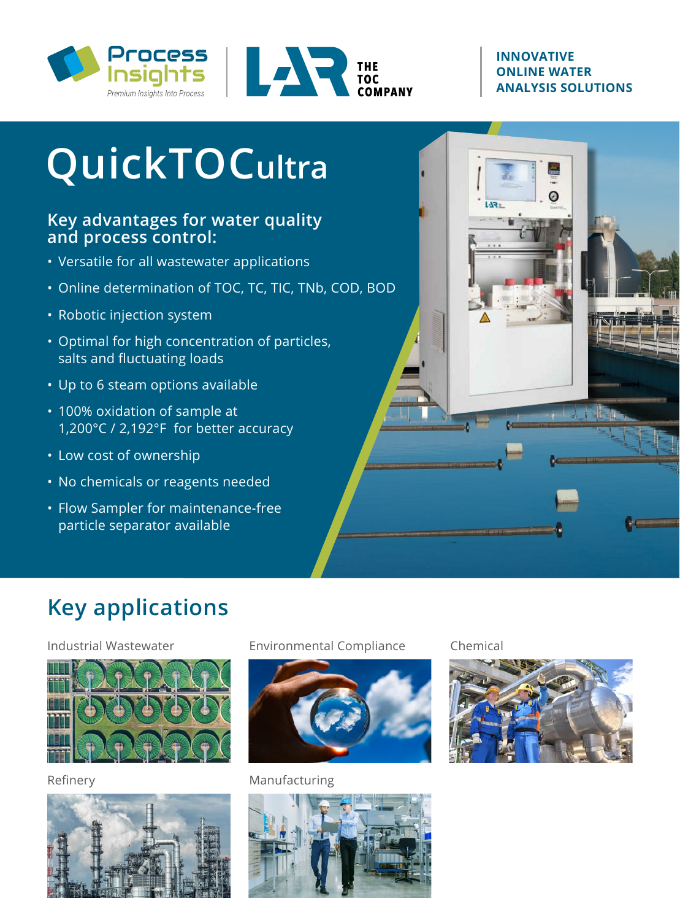Process Insights — Premium Insights Into Process | LAR THE TOC COMPANY

**INNOVATIVE ONLINE WATER ANALYSIS SOLUTIONS**

# QuickTOCultra

## Key advantages for water quality and process control:

- Versatile for all wastewater applications
- Online determination of TOC, TC, TIC, TNb, COD, BOD
- Robotic injection system
- Optimal for high concentration of particles, salts and fluctuating loads
- Up to 6 steam options available
- 100% oxidation of sample at 1,200°C / 2,192°F for better accuracy
- Low cost of ownership
- No chemicals or reagents needed
- Flow Sampler for maintenance-free particle separator available

## Key applications

Industrial Wastewater

Environmental Compliance

Chemical

Refinery

Manufacturing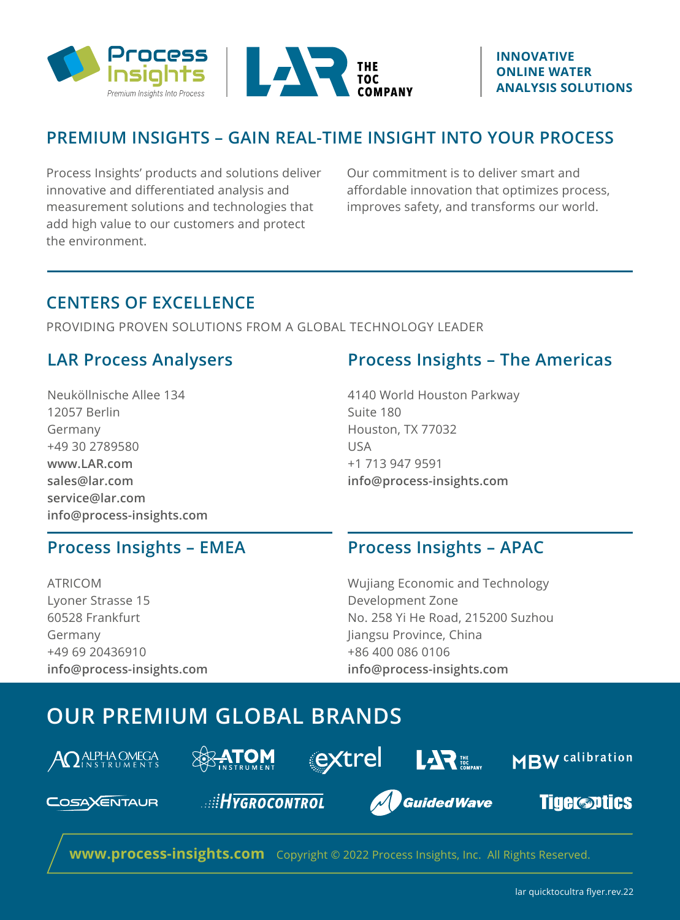Process Insights | LAR THE TOC COMPANY

**INNOVATIVE ONLINE WATER ANALYSIS SOLUTIONS**

## PREMIUM INSIGHTS – GAIN REAL-TIME INSIGHT INTO YOUR PROCESS

Process Insights' products and solutions deliver innovative and differentiated analysis and measurement solutions and technologies that add high value to our customers and protect the environment.

Our commitment is to deliver smart and affordable innovation that optimizes process, improves safety, and transforms our world.

## CENTERS OF EXCELLENCE

PROVIDING PROVEN SOLUTIONS FROM A GLOBAL TECHNOLOGY LEADER

### LAR Process Analysers

Neuköllnische Allee 134
12057 Berlin
Germany
+49 30 2789580
**www.LAR.com**
**sales@lar.com**
**service@lar.com**
**info@process-insights.com**

### Process Insights – The Americas

4140 World Houston Parkway
Suite 180
Houston, TX 77032
USA
+1 713 947 9591
**info@process-insights.com**

### Process Insights – EMEA

ATRICOM
Lyoner Strasse 15
60528 Frankfurt
Germany
+49 69 20436910
**info@process-insights.com**

### Process Insights – APAC

Wujiang Economic and Technology Development Zone
No. 258 Yi He Road, 215200 Suzhou
Jiangsu Province, China
+86 400 086 0106
**info@process-insights.com**

## OUR PREMIUM GLOBAL BRANDS

ALPHA OMEGA INSTRUMENTS | ATOM INSTRUMENT | extrel | LAR THE TOC COMPANY | MBW calibration | COSA XENTAUR | HYGROCONTROL | GuidedWave | Tiger Optics

**www.process-insights.com** Copyright © 2022 Process Insights, Inc. All Rights Reserved.

lar quicktocultra flyer.rev.22